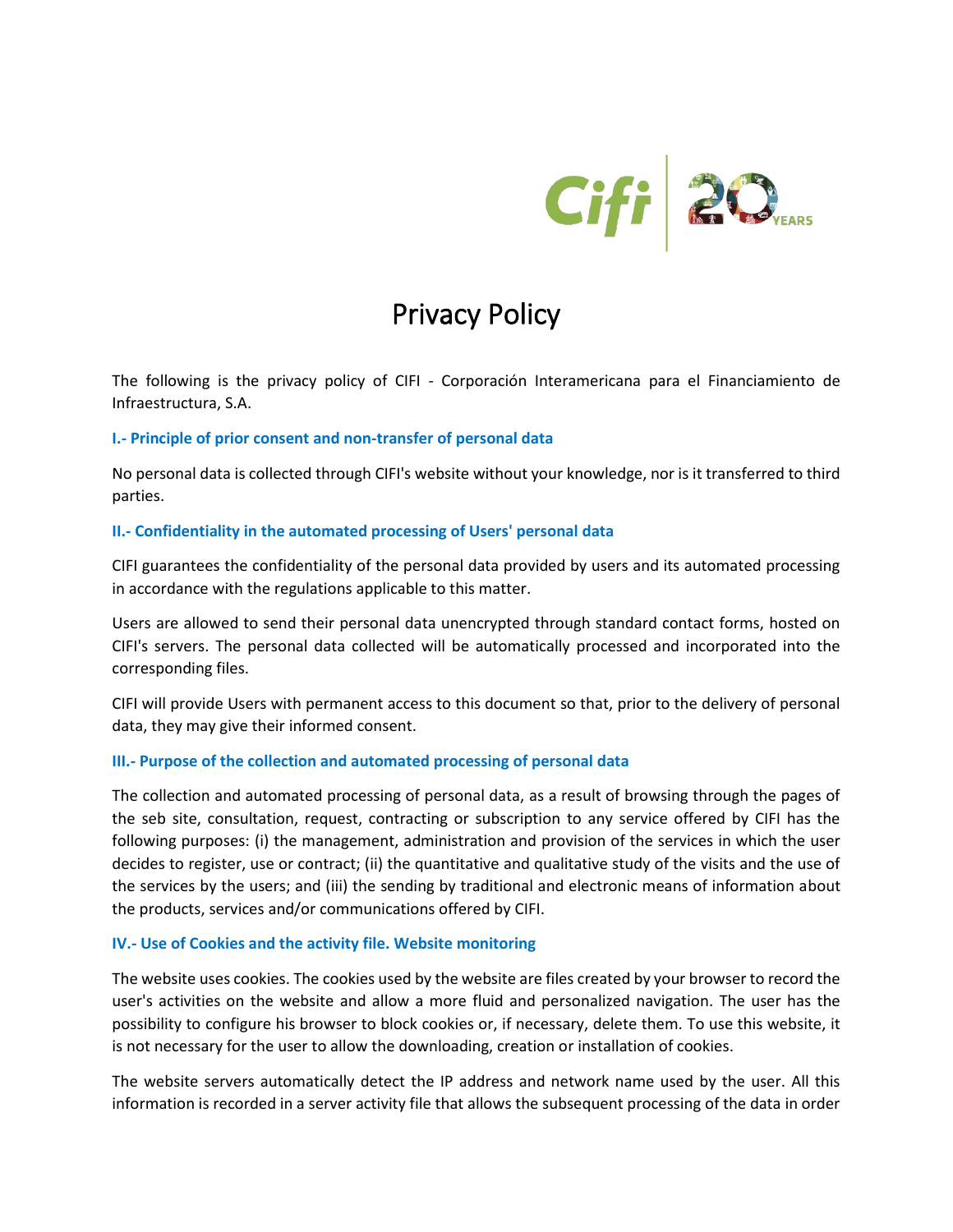# Privacy Policy

The following is the privacy policy of CIFI - Corporación Interamericana para el Financiamiento de Infraestructura, S.A.

### I.- Principle of prior consent and non-transfer of personal data

No personal data is collected through CIFI's website without your knowledge, nor is it transferred to third parties.

### II.- Confidentiality in the automated processing of Users' personal data

CIFI guarantees the confidentiality of the personal data provided by users and its automated processing in accordance with the regulations applicable to this matter.

Users are allowed to send their personal data unencrypted through standard contact forms, hosted on CIFI's servers. The personal data collected will be automatically processed and incorporated into the corresponding files.

CIFI will provide Users with permanent access to this document so that, prior to the delivery of personal data, they may give their informed consent.

### III.- Purpose of the collection and automated processing of personal data

The collection and automated processing of personal data, as a result of browsing through the pages of the seb site, consultation, request, contracting or subscription to any service offered by CIFI has the following purposes: (i) the management, administration and provision of the services in which the user decides to register, use or contract; (ii) the quantitative and qualitative study of the visits and the use of the services by the users; and (iii) the sending by traditional and electronic means of information about the products, services and/or communications offered by CIFI.

### IV.- Use of Cookies and the activity file. Website monitoring

The website uses cookies. The cookies used by the website are files created by your browser to record the user's activities on the website and allow a more fluid and personalized navigation. The user has the possibility to configure his browser to block cookies or, if necessary, delete them. To use this website, it is not necessary for the user to allow the downloading, creation or installation of cookies.

The website servers automatically detect the IP address and network name used by the user. All this information is recorded in a server activity file that allows the subsequent processing of the data in order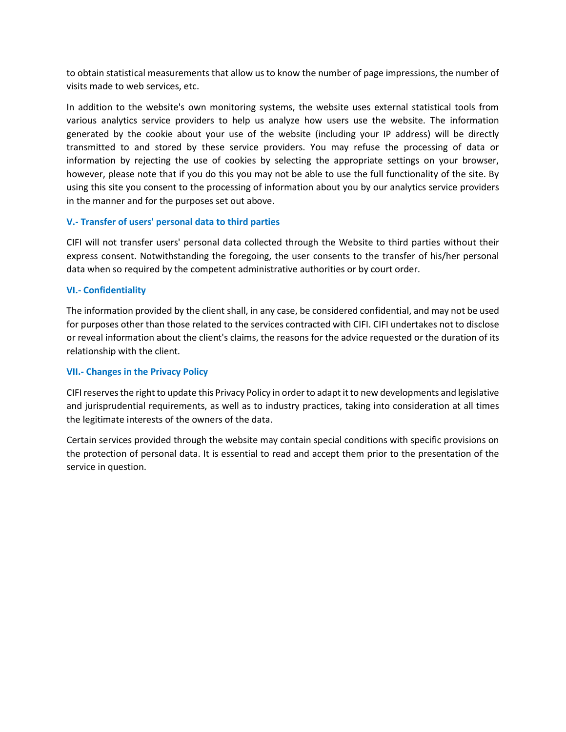to obtain statistical measurements that allow us to know the number of page impressions, the number of visits made to web services, etc.

In addition to the website's own monitoring systems, the website uses external statistical tools from various analytics service providers to help us analyze how users use the website. The information generated by the cookie about your use of the website (including your IP address) will be directly transmitted to and stored by these service providers. You may refuse the processing of data or information by rejecting the use of cookies by selecting the appropriate settings on your browser, however, please note that if you do this you may not be able to use the full functionality of the site. By using this site you consent to the processing of information about you by our analytics service providers in the manner and for the purposes set out above.

### V.- Transfer of users' personal data to third parties

CIFI will not transfer users' personal data collected through the Website to third parties without their express consent. Notwithstanding the foregoing, the user consents to the transfer of his/her personal data when so required by the competent administrative authorities or by court order.

### VI.- Confidentiality

The information provided by the client shall, in any case, be considered confidential, and may not be used for purposes other than those related to the services contracted with CIFI. CIFI undertakes not to disclose or reveal information about the client's claims, the reasons for the advice requested or the duration of its relationship with the client.

### VII.- Changes in the Privacy Policy

CIFI reserves the right to update this Privacy Policy in order to adapt it to new developments and legislative and jurisprudential requirements, as well as to industry practices, taking into consideration at all times the legitimate interests of the owners of the data.

Certain services provided through the website may contain special conditions with specific provisions on the protection of personal data. It is essential to read and accept them prior to the presentation of the service in question.